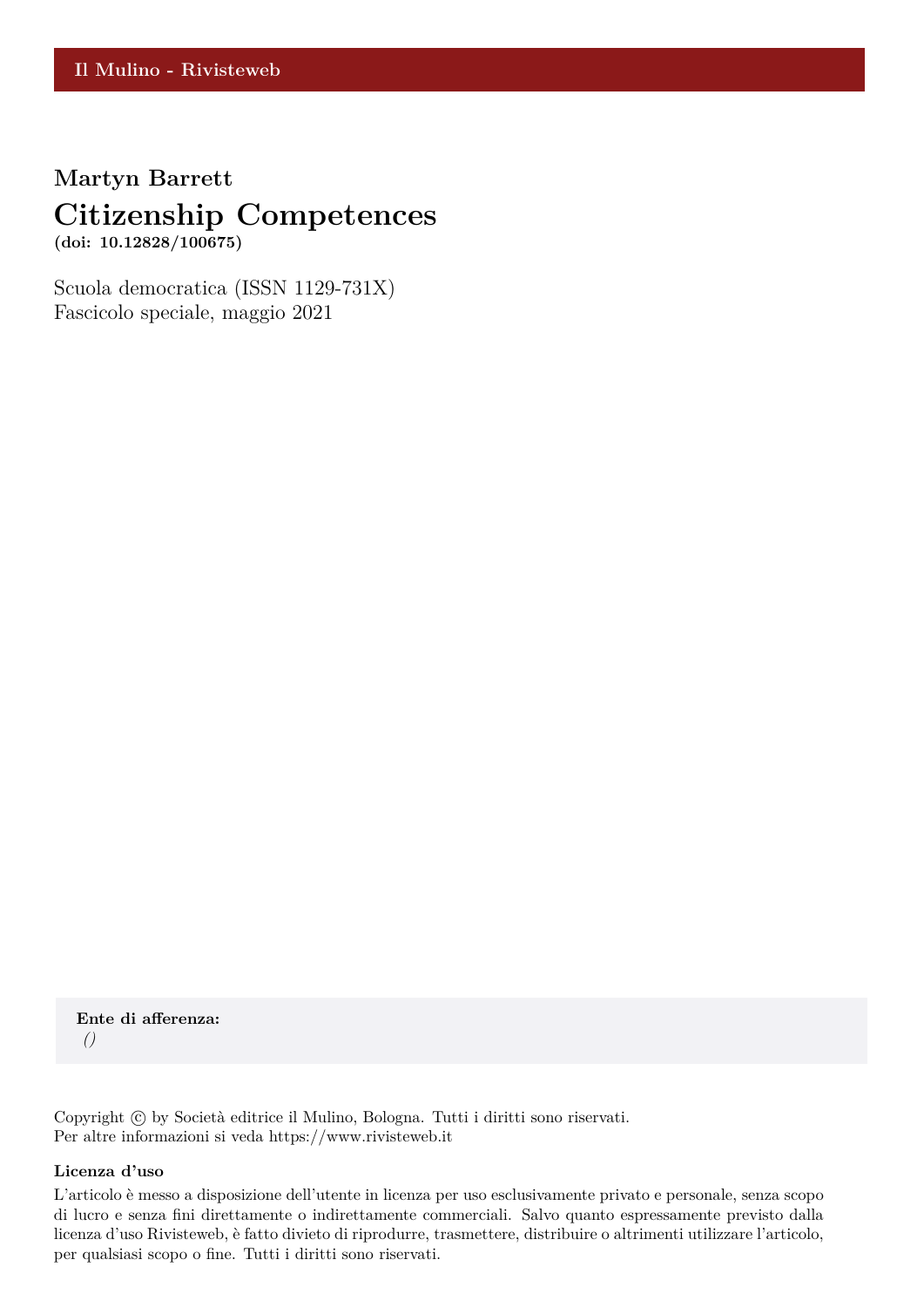**Il Mulino - Rivisteweb**

**Martyn Barrett**

# Citizenship Competences

**(doi: 10.12828/100675)**

Scuola democratica (ISSN 1129-731X)
Fascicolo speciale, maggio 2021

**Ente di afferenza:**
*()*

Copyright © by Società editrice il Mulino, Bologna. Tutti i diritti sono riservati.
Per altre informazioni si veda https://www.rivisteweb.it

**Licenza d'uso**

L'articolo è messo a disposizione dell'utente in licenza per uso esclusivamente privato e personale, senza scopo di lucro e senza fini direttamente o indirettamente commerciali. Salvo quanto espressamente previsto dalla licenza d'uso Rivisteweb, è fatto divieto di riprodurre, trasmettere, distribuire o altrimenti utilizzare l'articolo, per qualsiasi scopo o fine. Tutti i diritti sono riservati.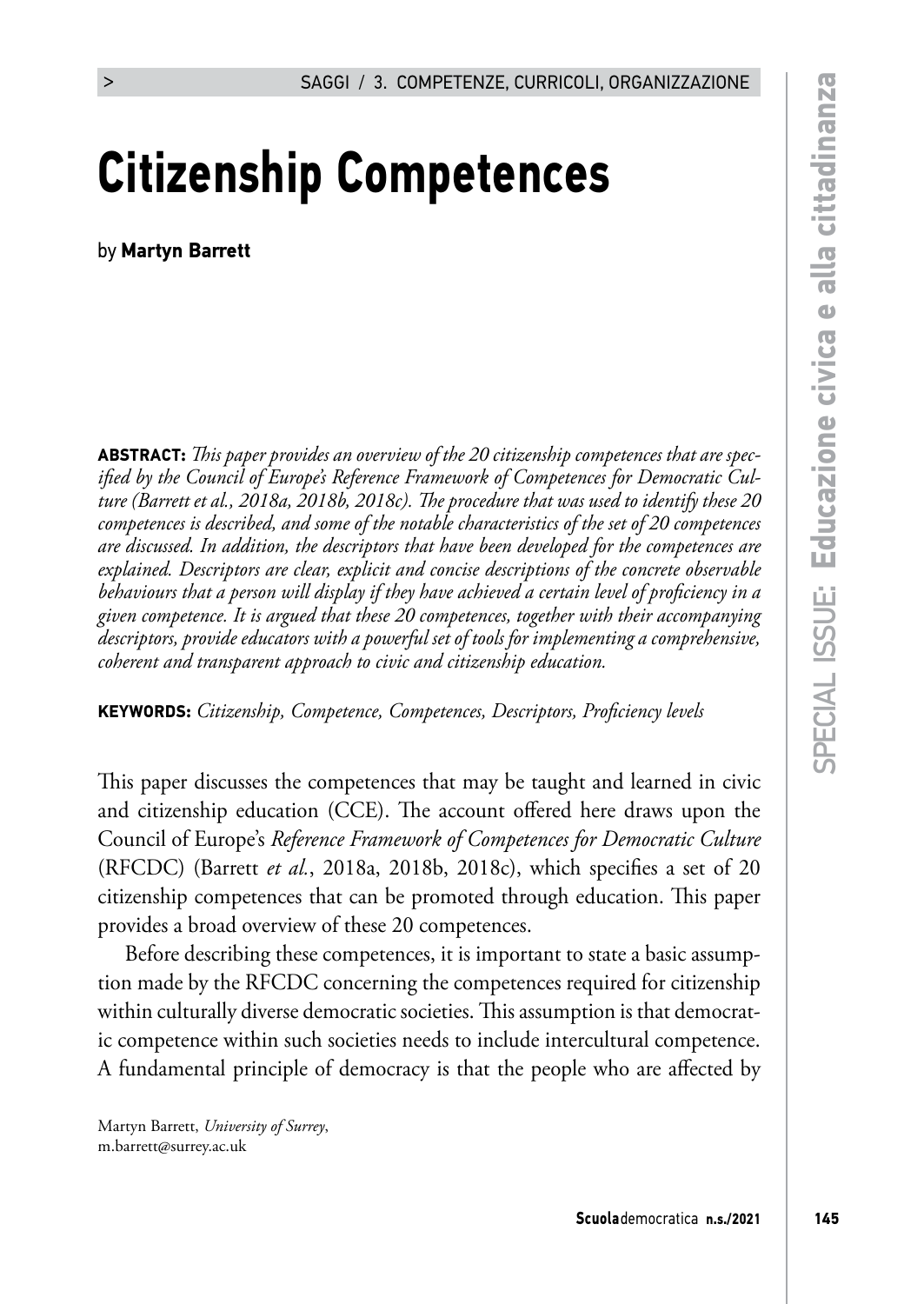# Citizenship Competences

by **Martyn Barrett**

**ABSTRACT:** *This paper provides an overview of the 20 citizenship competences that are specified by the Council of Europe's Reference Framework of Competences for Democratic Culture (Barrett et al., 2018a, 2018b, 2018c). The procedure that was used to identify these 20 competences is described, and some of the notable characteristics of the set of 20 competences are discussed. In addition, the descriptors that have been developed for the competences are explained. Descriptors are clear, explicit and concise descriptions of the concrete observable behaviours that a person will display if they have achieved a certain level of proficiency in a given competence. It is argued that these 20 competences, together with their accompanying descriptors, provide educators with a powerful set of tools for implementing a comprehensive, coherent and transparent approach to civic and citizenship education.*

**KEYWORDS:** *Citizenship, Competence, Competences, Descriptors, Proficiency levels*

This paper discusses the competences that may be taught and learned in civic and citizenship education (CCE). The account offered here draws upon the Council of Europe's *Reference Framework of Competences for Democratic Culture* (RFCDC) (Barrett *et al.*, 2018a, 2018b, 2018c), which specifies a set of 20 citizenship competences that can be promoted through education. This paper provides a broad overview of these 20 competences.

Before describing these competences, it is important to state a basic assumption made by the RFCDC concerning the competences required for citizenship within culturally diverse democratic societies. This assumption is that democratic competence within such societies needs to include intercultural competence. A fundamental principle of democracy is that the people who are affected by

Martyn Barrett, *University of Surrey*, m.barrett@surrey.ac.uk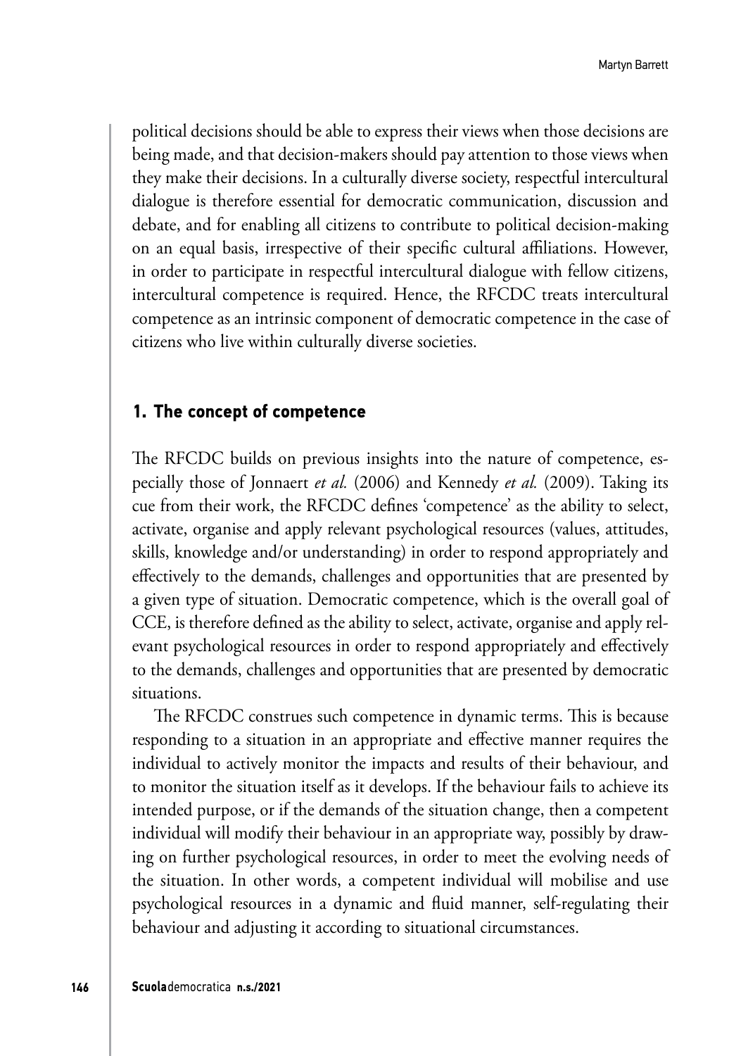political decisions should be able to express their views when those decisions are being made, and that decision-makers should pay attention to those views when they make their decisions. In a culturally diverse society, respectful intercultural dialogue is therefore essential for democratic communication, discussion and debate, and for enabling all citizens to contribute to political decision-making on an equal basis, irrespective of their specific cultural affiliations. However, in order to participate in respectful intercultural dialogue with fellow citizens, intercultural competence is required. Hence, the RFCDC treats intercultural competence as an intrinsic component of democratic competence in the case of citizens who live within culturally diverse societies.

## 1. The concept of competence

The RFCDC builds on previous insights into the nature of competence, especially those of Jonnaert *et al.* (2006) and Kennedy *et al.* (2009). Taking its cue from their work, the RFCDC defines 'competence' as the ability to select, activate, organise and apply relevant psychological resources (values, attitudes, skills, knowledge and/or understanding) in order to respond appropriately and effectively to the demands, challenges and opportunities that are presented by a given type of situation. Democratic competence, which is the overall goal of CCE, is therefore defined as the ability to select, activate, organise and apply relevant psychological resources in order to respond appropriately and effectively to the demands, challenges and opportunities that are presented by democratic situations.

The RFCDC construes such competence in dynamic terms. This is because responding to a situation in an appropriate and effective manner requires the individual to actively monitor the impacts and results of their behaviour, and to monitor the situation itself as it develops. If the behaviour fails to achieve its intended purpose, or if the demands of the situation change, then a competent individual will modify their behaviour in an appropriate way, possibly by drawing on further psychological resources, in order to meet the evolving needs of the situation. In other words, a competent individual will mobilise and use psychological resources in a dynamic and fluid manner, self-regulating their behaviour and adjusting it according to situational circumstances.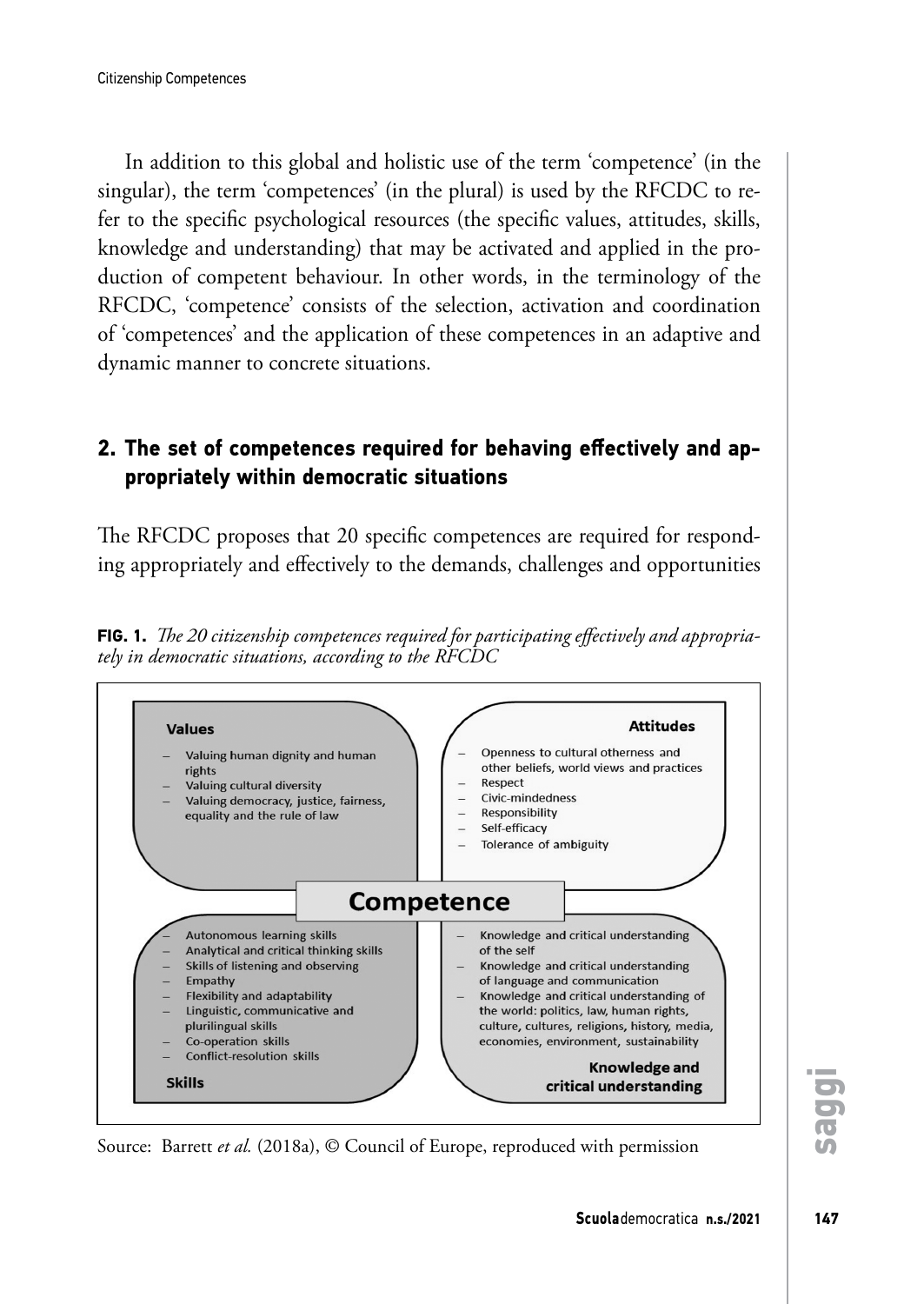In addition to this global and holistic use of the term 'competence' (in the singular), the term 'competences' (in the plural) is used by the RFCDC to refer to the specific psychological resources (the specific values, attitudes, skills, knowledge and understanding) that may be activated and applied in the production of competent behaviour. In other words, in the terminology of the RFCDC, 'competence' consists of the selection, activation and coordination of 'competences' and the application of these competences in an adaptive and dynamic manner to concrete situations.

## 2. The set of competences required for behaving effectively and appropriately within democratic situations

The RFCDC proposes that 20 specific competences are required for responding appropriately and effectively to the demands, challenges and opportunities

**FIG. 1.** *The 20 citizenship competences required for participating effectively and appropriately in democratic situations, according to the RFCDC*

**Values**

- Valuing human dignity and human rights
- Valuing cultural diversity
- Valuing democracy, justice, fairness, equality and the rule of law

**Attitudes**

- Openness to cultural otherness and other beliefs, world views and practices
- Respect
- Civic-mindedness
- Responsibility
- Self-efficacy
- Tolerance of ambiguity

**Competence**

**Skills**

- Autonomous learning skills
- Analytical and critical thinking skills
- Skills of listening and observing
- Empathy
- Flexibility and adaptability
- Linguistic, communicative and plurilingual skills
- Co-operation skills
- Conflict-resolution skills

**Knowledge and critical understanding**

- Knowledge and critical understanding of the self
- Knowledge and critical understanding of language and communication
- Knowledge and critical understanding of the world: politics, law, human rights, culture, cultures, religions, history, media, economies, environment, sustainability

Source: Barrett *et al.* (2018a), © Council of Europe, reproduced with permission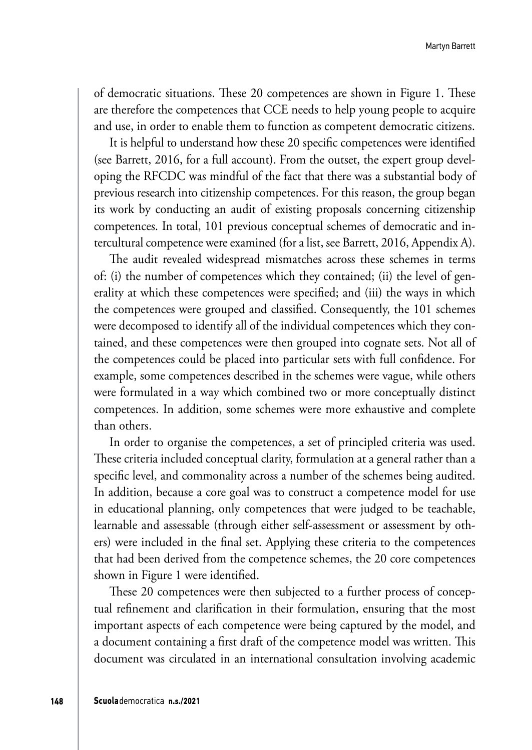of democratic situations. These 20 competences are shown in Figure 1. These are therefore the competences that CCE needs to help young people to acquire and use, in order to enable them to function as competent democratic citizens.

It is helpful to understand how these 20 specific competences were identified (see Barrett, 2016, for a full account). From the outset, the expert group developing the RFCDC was mindful of the fact that there was a substantial body of previous research into citizenship competences. For this reason, the group began its work by conducting an audit of existing proposals concerning citizenship competences. In total, 101 previous conceptual schemes of democratic and intercultural competence were examined (for a list, see Barrett, 2016, Appendix A).

The audit revealed widespread mismatches across these schemes in terms of: (i) the number of competences which they contained; (ii) the level of generality at which these competences were specified; and (iii) the ways in which the competences were grouped and classified. Consequently, the 101 schemes were decomposed to identify all of the individual competences which they contained, and these competences were then grouped into cognate sets. Not all of the competences could be placed into particular sets with full confidence. For example, some competences described in the schemes were vague, while others were formulated in a way which combined two or more conceptually distinct competences. In addition, some schemes were more exhaustive and complete than others.

In order to organise the competences, a set of principled criteria was used. These criteria included conceptual clarity, formulation at a general rather than a specific level, and commonality across a number of the schemes being audited. In addition, because a core goal was to construct a competence model for use in educational planning, only competences that were judged to be teachable, learnable and assessable (through either self-assessment or assessment by others) were included in the final set. Applying these criteria to the competences that had been derived from the competence schemes, the 20 core competences shown in Figure 1 were identified.

These 20 competences were then subjected to a further process of conceptual refinement and clarification in their formulation, ensuring that the most important aspects of each competence were being captured by the model, and a document containing a first draft of the competence model was written. This document was circulated in an international consultation involving academic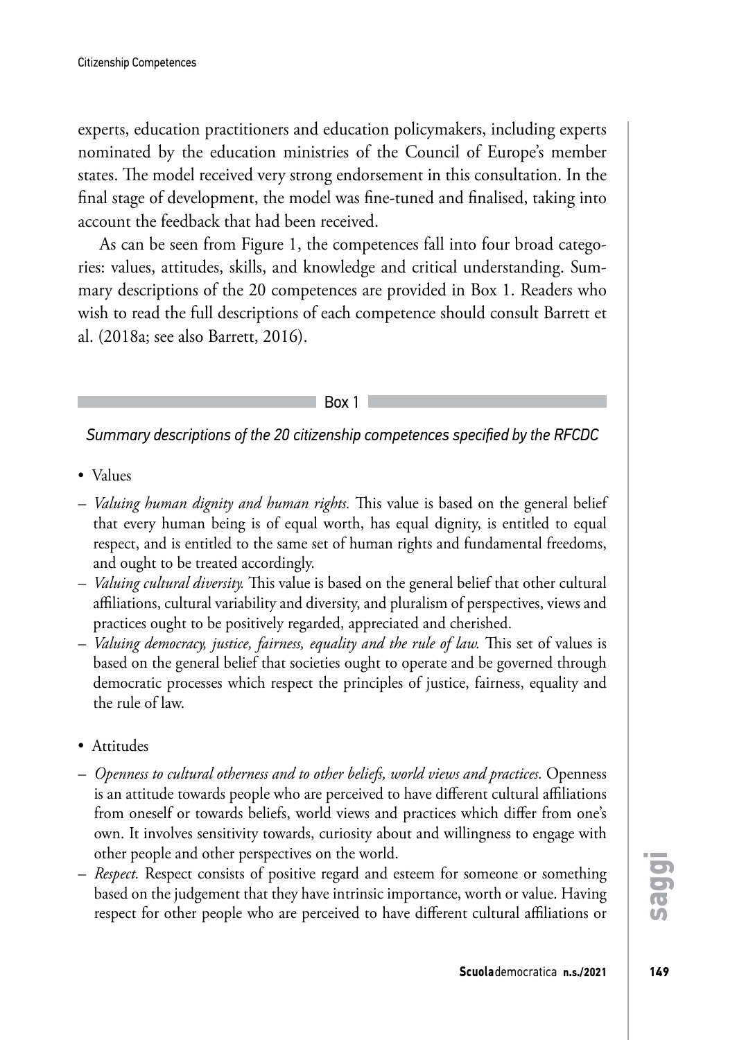experts, education practitioners and education policymakers, including experts nominated by the education ministries of the Council of Europe's member states. The model received very strong endorsement in this consultation. In the final stage of development, the model was fine-tuned and finalised, taking into account the feedback that had been received.

As can be seen from Figure 1, the competences fall into four broad categories: values, attitudes, skills, and knowledge and critical understanding. Summary descriptions of the 20 competences are provided in Box 1. Readers who wish to read the full descriptions of each competence should consult Barrett et al. (2018a; see also Barrett, 2016).

Box 1

*Summary descriptions of the 20 citizenship competences specified by the RFCDC*

- Values

– *Valuing human dignity and human rights.* This value is based on the general belief that every human being is of equal worth, has equal dignity, is entitled to equal respect, and is entitled to the same set of human rights and fundamental freedoms, and ought to be treated accordingly.

– *Valuing cultural diversity.* This value is based on the general belief that other cultural affiliations, cultural variability and diversity, and pluralism of perspectives, views and practices ought to be positively regarded, appreciated and cherished.

– *Valuing democracy, justice, fairness, equality and the rule of law.* This set of values is based on the general belief that societies ought to operate and be governed through democratic processes which respect the principles of justice, fairness, equality and the rule of law.

- Attitudes

– *Openness to cultural otherness and to other beliefs, world views and practices.* Openness is an attitude towards people who are perceived to have different cultural affiliations from oneself or towards beliefs, world views and practices which differ from one's own. It involves sensitivity towards, curiosity about and willingness to engage with other people and other perspectives on the world.

– *Respect.* Respect consists of positive regard and esteem for someone or something based on the judgement that they have intrinsic importance, worth or value. Having respect for other people who are perceived to have different cultural affiliations or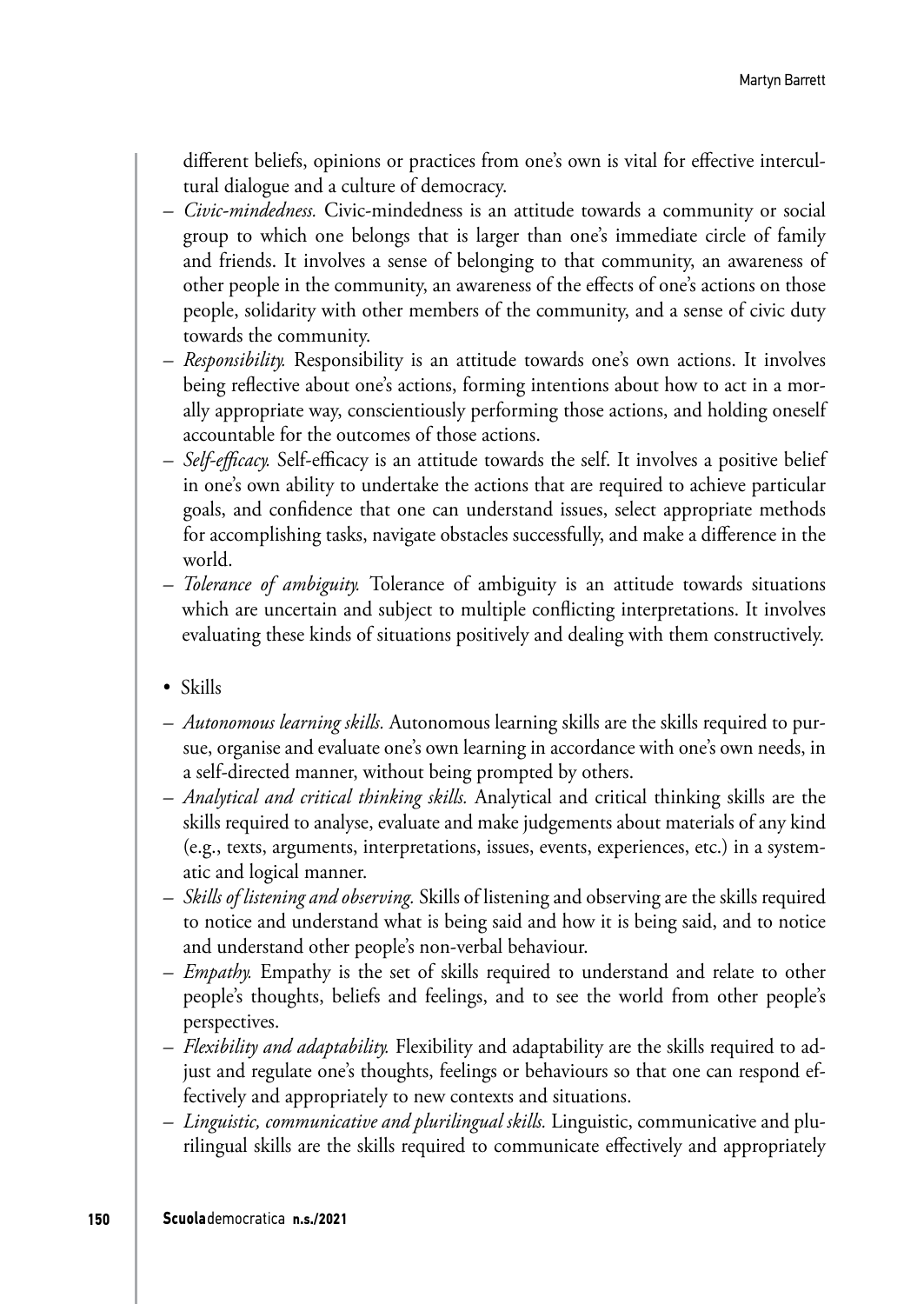different beliefs, opinions or practices from one's own is vital for effective intercultural dialogue and a culture of democracy.

– *Civic-mindedness.* Civic-mindedness is an attitude towards a community or social group to which one belongs that is larger than one's immediate circle of family and friends. It involves a sense of belonging to that community, an awareness of other people in the community, an awareness of the effects of one's actions on those people, solidarity with other members of the community, and a sense of civic duty towards the community.
– *Responsibility.* Responsibility is an attitude towards one's own actions. It involves being reflective about one's actions, forming intentions about how to act in a morally appropriate way, conscientiously performing those actions, and holding oneself accountable for the outcomes of those actions.
– *Self-efficacy.* Self-efficacy is an attitude towards the self. It involves a positive belief in one's own ability to undertake the actions that are required to achieve particular goals, and confidence that one can understand issues, select appropriate methods for accomplishing tasks, navigate obstacles successfully, and make a difference in the world.
– *Tolerance of ambiguity.* Tolerance of ambiguity is an attitude towards situations which are uncertain and subject to multiple conflicting interpretations. It involves evaluating these kinds of situations positively and dealing with them constructively.

- Skills

– *Autonomous learning skills.* Autonomous learning skills are the skills required to pursue, organise and evaluate one's own learning in accordance with one's own needs, in a self-directed manner, without being prompted by others.
– *Analytical and critical thinking skills.* Analytical and critical thinking skills are the skills required to analyse, evaluate and make judgements about materials of any kind (e.g., texts, arguments, interpretations, issues, events, experiences, etc.) in a systematic and logical manner.
– *Skills of listening and observing.* Skills of listening and observing are the skills required to notice and understand what is being said and how it is being said, and to notice and understand other people's non-verbal behaviour.
– *Empathy.* Empathy is the set of skills required to understand and relate to other people's thoughts, beliefs and feelings, and to see the world from other people's perspectives.
– *Flexibility and adaptability.* Flexibility and adaptability are the skills required to adjust and regulate one's thoughts, feelings or behaviours so that one can respond effectively and appropriately to new contexts and situations.
– *Linguistic, communicative and plurilingual skills.* Linguistic, communicative and plurilingual skills are the skills required to communicate effectively and appropriately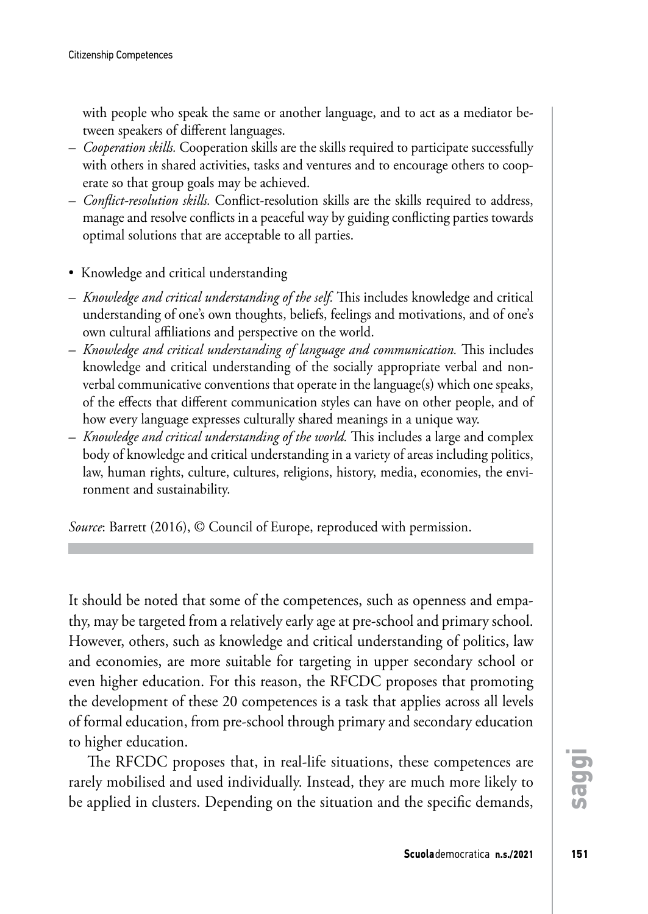with people who speak the same or another language, and to act as a mediator between speakers of different languages.

– *Cooperation skills.* Cooperation skills are the skills required to participate successfully with others in shared activities, tasks and ventures and to encourage others to cooperate so that group goals may be achieved.
– *Conflict-resolution skills.* Conflict-resolution skills are the skills required to address, manage and resolve conflicts in a peaceful way by guiding conflicting parties towards optimal solutions that are acceptable to all parties.

• Knowledge and critical understanding

– *Knowledge and critical understanding of the self.* This includes knowledge and critical understanding of one's own thoughts, beliefs, feelings and motivations, and of one's own cultural affiliations and perspective on the world.
– *Knowledge and critical understanding of language and communication.* This includes knowledge and critical understanding of the socially appropriate verbal and non-verbal communicative conventions that operate in the language(s) which one speaks, of the effects that different communication styles can have on other people, and of how every language expresses culturally shared meanings in a unique way.
– *Knowledge and critical understanding of the world.* This includes a large and complex body of knowledge and critical understanding in a variety of areas including politics, law, human rights, culture, cultures, religions, history, media, economies, the environment and sustainability.

*Source*: Barrett (2016), © Council of Europe, reproduced with permission.

It should be noted that some of the competences, such as openness and empathy, may be targeted from a relatively early age at pre-school and primary school. However, others, such as knowledge and critical understanding of politics, law and economies, are more suitable for targeting in upper secondary school or even higher education. For this reason, the RFCDC proposes that promoting the development of these 20 competences is a task that applies across all levels of formal education, from pre-school through primary and secondary education to higher education.

The RFCDC proposes that, in real-life situations, these competences are rarely mobilised and used individually. Instead, they are much more likely to be applied in clusters. Depending on the situation and the specific demands,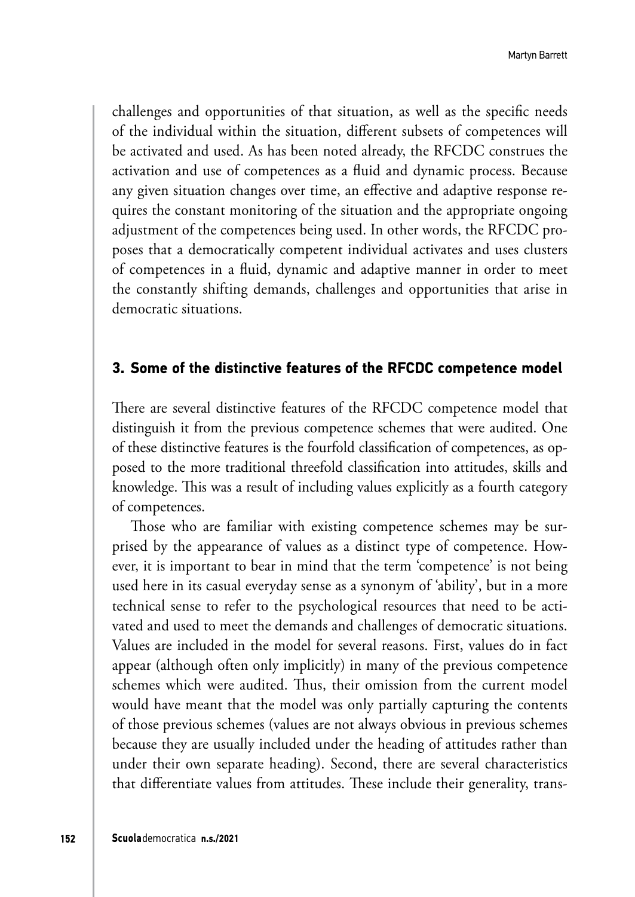challenges and opportunities of that situation, as well as the specific needs of the individual within the situation, different subsets of competences will be activated and used. As has been noted already, the RFCDC construes the activation and use of competences as a fluid and dynamic process. Because any given situation changes over time, an effective and adaptive response requires the constant monitoring of the situation and the appropriate ongoing adjustment of the competences being used. In other words, the RFCDC proposes that a democratically competent individual activates and uses clusters of competences in a fluid, dynamic and adaptive manner in order to meet the constantly shifting demands, challenges and opportunities that arise in democratic situations.

## 3. Some of the distinctive features of the RFCDC competence model

There are several distinctive features of the RFCDC competence model that distinguish it from the previous competence schemes that were audited. One of these distinctive features is the fourfold classification of competences, as opposed to the more traditional threefold classification into attitudes, skills and knowledge. This was a result of including values explicitly as a fourth category of competences.

Those who are familiar with existing competence schemes may be surprised by the appearance of values as a distinct type of competence. However, it is important to bear in mind that the term 'competence' is not being used here in its casual everyday sense as a synonym of 'ability', but in a more technical sense to refer to the psychological resources that need to be activated and used to meet the demands and challenges of democratic situations. Values are included in the model for several reasons. First, values do in fact appear (although often only implicitly) in many of the previous competence schemes which were audited. Thus, their omission from the current model would have meant that the model was only partially capturing the contents of those previous schemes (values are not always obvious in previous schemes because they are usually included under the heading of attitudes rather than under their own separate heading). Second, there are several characteristics that differentiate values from attitudes. These include their generality, trans-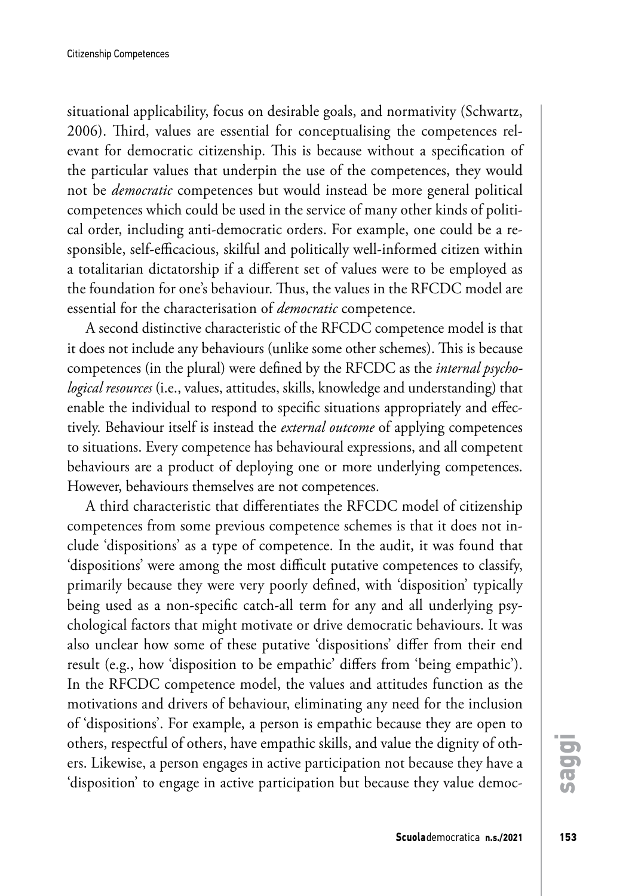situational applicability, focus on desirable goals, and normativity (Schwartz, 2006). Third, values are essential for conceptualising the competences relevant for democratic citizenship. This is because without a specification of the particular values that underpin the use of the competences, they would not be *democratic* competences but would instead be more general political competences which could be used in the service of many other kinds of political order, including anti-democratic orders. For example, one could be a responsible, self-efficacious, skilful and politically well-informed citizen within a totalitarian dictatorship if a different set of values were to be employed as the foundation for one's behaviour. Thus, the values in the RFCDC model are essential for the characterisation of *democratic* competence.

A second distinctive characteristic of the RFCDC competence model is that it does not include any behaviours (unlike some other schemes). This is because competences (in the plural) were defined by the RFCDC as the *internal psychological resources* (i.e., values, attitudes, skills, knowledge and understanding) that enable the individual to respond to specific situations appropriately and effectively. Behaviour itself is instead the *external outcome* of applying competences to situations. Every competence has behavioural expressions, and all competent behaviours are a product of deploying one or more underlying competences. However, behaviours themselves are not competences.

A third characteristic that differentiates the RFCDC model of citizenship competences from some previous competence schemes is that it does not include 'dispositions' as a type of competence. In the audit, it was found that 'dispositions' were among the most difficult putative competences to classify, primarily because they were very poorly defined, with 'disposition' typically being used as a non-specific catch-all term for any and all underlying psychological factors that might motivate or drive democratic behaviours. It was also unclear how some of these putative 'dispositions' differ from their end result (e.g., how 'disposition to be empathic' differs from 'being empathic'). In the RFCDC competence model, the values and attitudes function as the motivations and drivers of behaviour, eliminating any need for the inclusion of 'dispositions'. For example, a person is empathic because they are open to others, respectful of others, have empathic skills, and value the dignity of others. Likewise, a person engages in active participation not because they have a 'disposition' to engage in active participation but because they value democ-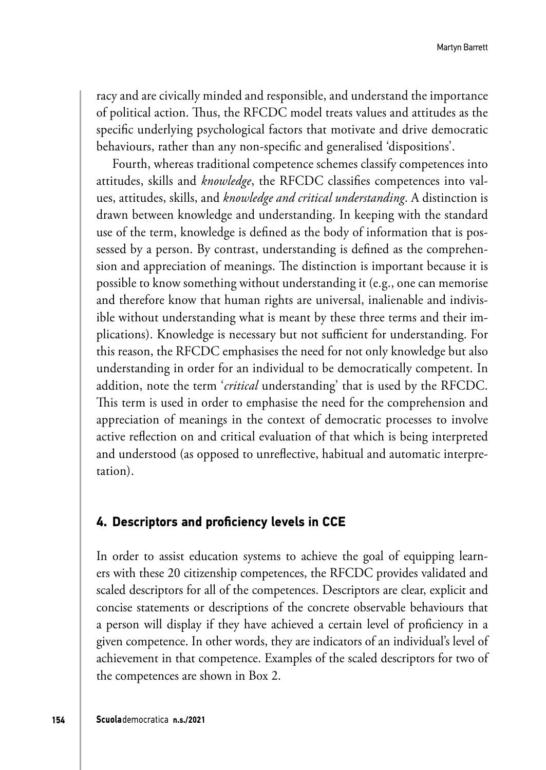racy and are civically minded and responsible, and understand the importance of political action. Thus, the RFCDC model treats values and attitudes as the specific underlying psychological factors that motivate and drive democratic behaviours, rather than any non-specific and generalised 'dispositions'.

Fourth, whereas traditional competence schemes classify competences into attitudes, skills and *knowledge*, the RFCDC classifies competences into values, attitudes, skills, and *knowledge and critical understanding*. A distinction is drawn between knowledge and understanding. In keeping with the standard use of the term, knowledge is defined as the body of information that is possessed by a person. By contrast, understanding is defined as the comprehension and appreciation of meanings. The distinction is important because it is possible to know something without understanding it (e.g., one can memorise and therefore know that human rights are universal, inalienable and indivisible without understanding what is meant by these three terms and their implications). Knowledge is necessary but not sufficient for understanding. For this reason, the RFCDC emphasises the need for not only knowledge but also understanding in order for an individual to be democratically competent. In addition, note the term '*critical* understanding' that is used by the RFCDC. This term is used in order to emphasise the need for the comprehension and appreciation of meanings in the context of democratic processes to involve active reflection on and critical evaluation of that which is being interpreted and understood (as opposed to unreflective, habitual and automatic interpretation).

## 4. Descriptors and proficiency levels in CCE

In order to assist education systems to achieve the goal of equipping learners with these 20 citizenship competences, the RFCDC provides validated and scaled descriptors for all of the competences. Descriptors are clear, explicit and concise statements or descriptions of the concrete observable behaviours that a person will display if they have achieved a certain level of proficiency in a given competence. In other words, they are indicators of an individual's level of achievement in that competence. Examples of the scaled descriptors for two of the competences are shown in Box 2.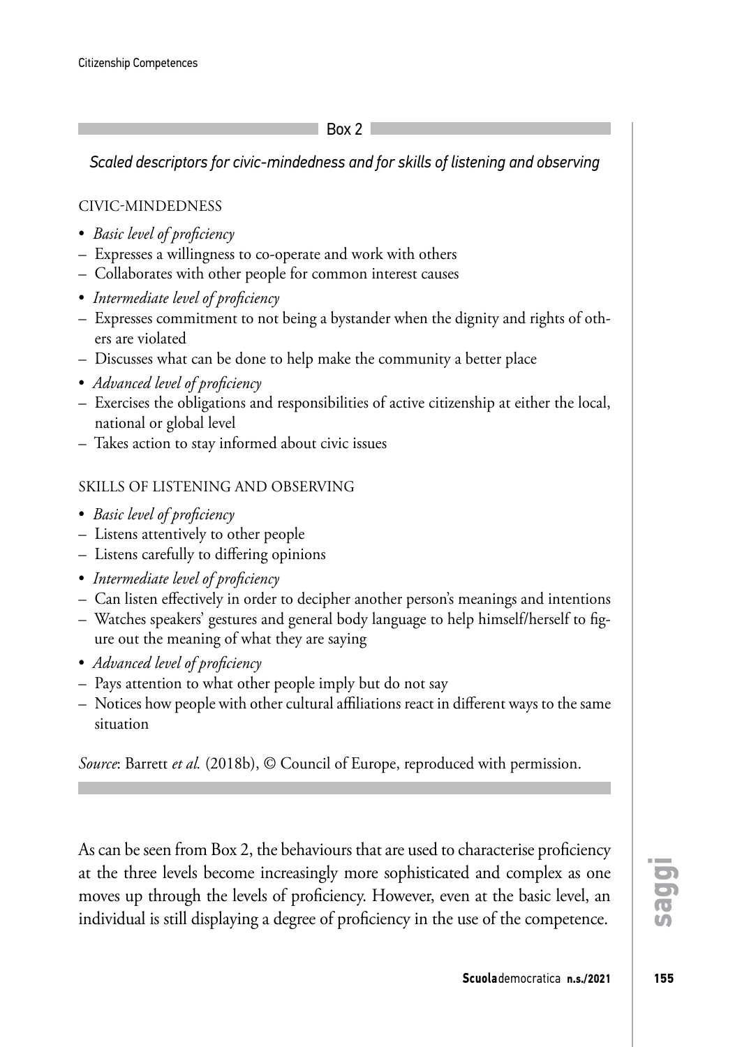Box 2

*Scaled descriptors for civic-mindedness and for skills of listening and observing*

CIVIC-MINDEDNESS

- *Basic level of proficiency*
  - Expresses a willingness to co-operate and work with others
  - Collaborates with other people for common interest causes
- *Intermediate level of proficiency*
  - Expresses commitment to not being a bystander when the dignity and rights of others are violated
  - Discusses what can be done to help make the community a better place
- *Advanced level of proficiency*
  - Exercises the obligations and responsibilities of active citizenship at either the local, national or global level
  - Takes action to stay informed about civic issues

SKILLS OF LISTENING AND OBSERVING

- *Basic level of proficiency*
  - Listens attentively to other people
  - Listens carefully to differing opinions
- *Intermediate level of proficiency*
  - Can listen effectively in order to decipher another person's meanings and intentions
  - Watches speakers' gestures and general body language to help himself/herself to figure out the meaning of what they are saying
- *Advanced level of proficiency*
  - Pays attention to what other people imply but do not say
  - Notices how people with other cultural affiliations react in different ways to the same situation

*Source*: Barrett *et al.* (2018b), © Council of Europe, reproduced with permission.

As can be seen from Box 2, the behaviours that are used to characterise proficiency at the three levels become increasingly more sophisticated and complex as one moves up through the levels of proficiency. However, even at the basic level, an individual is still displaying a degree of proficiency in the use of the competence.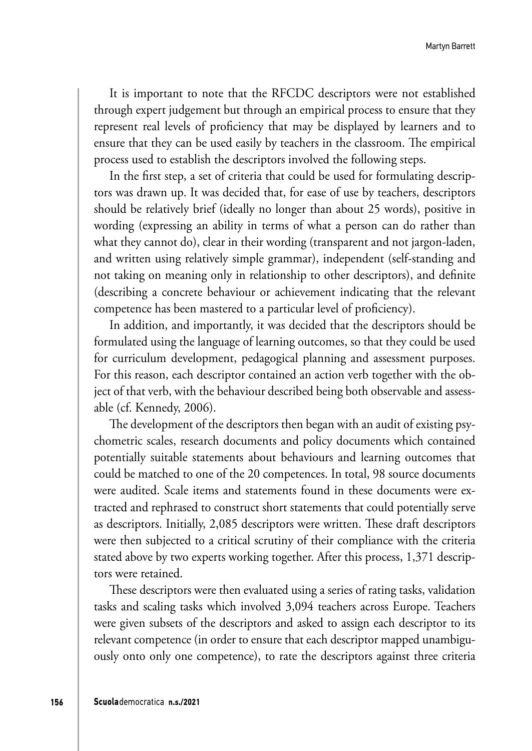It is important to note that the RFCDC descriptors were not established through expert judgement but through an empirical process to ensure that they represent real levels of proficiency that may be displayed by learners and to ensure that they can be used easily by teachers in the classroom. The empirical process used to establish the descriptors involved the following steps.

In the first step, a set of criteria that could be used for formulating descriptors was drawn up. It was decided that, for ease of use by teachers, descriptors should be relatively brief (ideally no longer than about 25 words), positive in wording (expressing an ability in terms of what a person can do rather than what they cannot do), clear in their wording (transparent and not jargon-laden, and written using relatively simple grammar), independent (self-standing and not taking on meaning only in relationship to other descriptors), and definite (describing a concrete behaviour or achievement indicating that the relevant competence has been mastered to a particular level of proficiency).

In addition, and importantly, it was decided that the descriptors should be formulated using the language of learning outcomes, so that they could be used for curriculum development, pedagogical planning and assessment purposes. For this reason, each descriptor contained an action verb together with the object of that verb, with the behaviour described being both observable and assessable (cf. Kennedy, 2006).

The development of the descriptors then began with an audit of existing psychometric scales, research documents and policy documents which contained potentially suitable statements about behaviours and learning outcomes that could be matched to one of the 20 competences. In total, 98 source documents were audited. Scale items and statements found in these documents were extracted and rephrased to construct short statements that could potentially serve as descriptors. Initially, 2,085 descriptors were written. These draft descriptors were then subjected to a critical scrutiny of their compliance with the criteria stated above by two experts working together. After this process, 1,371 descriptors were retained.

These descriptors were then evaluated using a series of rating tasks, validation tasks and scaling tasks which involved 3,094 teachers across Europe. Teachers were given subsets of the descriptors and asked to assign each descriptor to its relevant competence (in order to ensure that each descriptor mapped unambiguously onto only one competence), to rate the descriptors against three criteria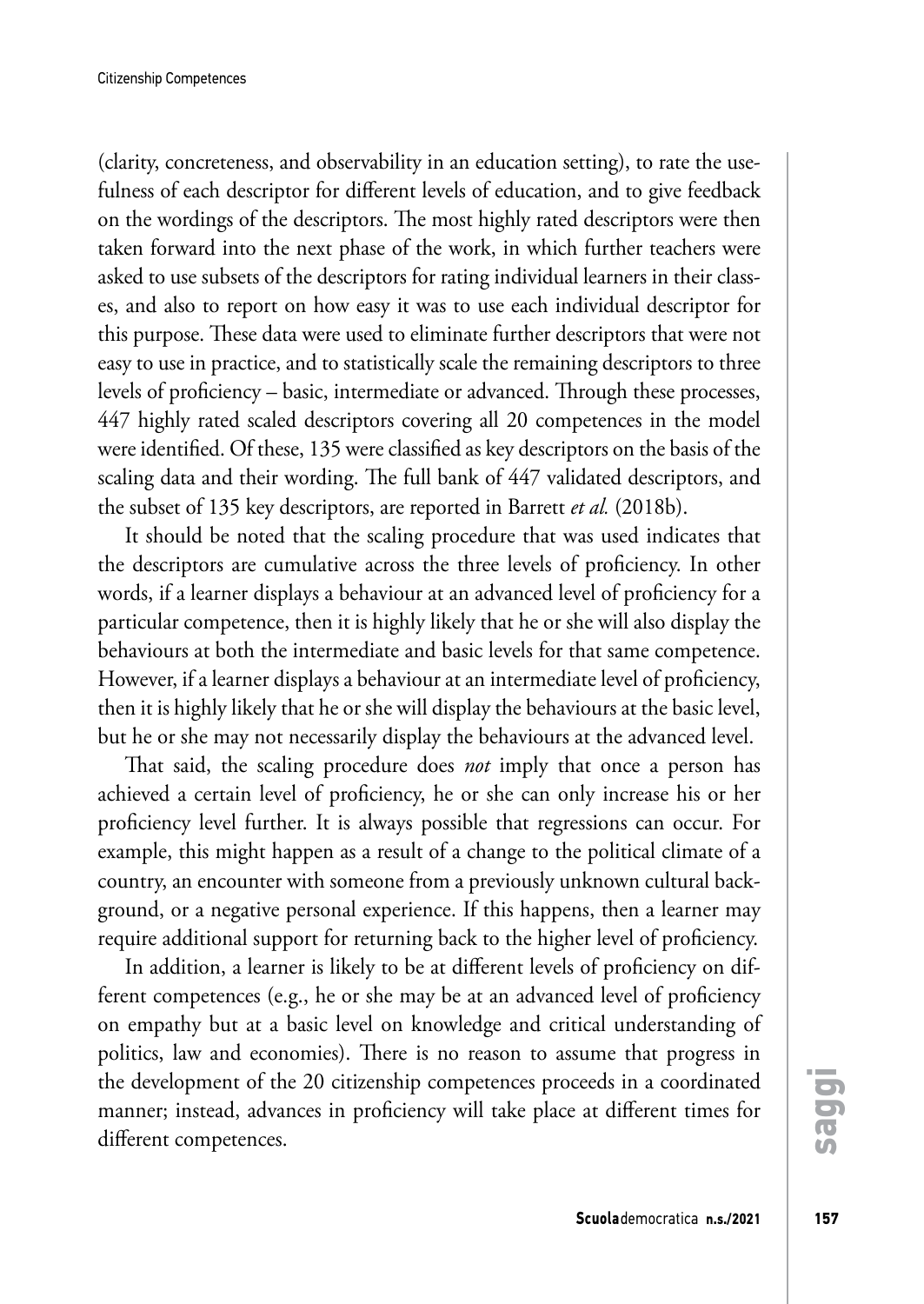(clarity, concreteness, and observability in an education setting), to rate the usefulness of each descriptor for different levels of education, and to give feedback on the wordings of the descriptors. The most highly rated descriptors were then taken forward into the next phase of the work, in which further teachers were asked to use subsets of the descriptors for rating individual learners in their classes, and also to report on how easy it was to use each individual descriptor for this purpose. These data were used to eliminate further descriptors that were not easy to use in practice, and to statistically scale the remaining descriptors to three levels of proficiency – basic, intermediate or advanced. Through these processes, 447 highly rated scaled descriptors covering all 20 competences in the model were identified. Of these, 135 were classified as key descriptors on the basis of the scaling data and their wording. The full bank of 447 validated descriptors, and the subset of 135 key descriptors, are reported in Barrett *et al.* (2018b).

It should be noted that the scaling procedure that was used indicates that the descriptors are cumulative across the three levels of proficiency. In other words, if a learner displays a behaviour at an advanced level of proficiency for a particular competence, then it is highly likely that he or she will also display the behaviours at both the intermediate and basic levels for that same competence. However, if a learner displays a behaviour at an intermediate level of proficiency, then it is highly likely that he or she will display the behaviours at the basic level, but he or she may not necessarily display the behaviours at the advanced level.

That said, the scaling procedure does *not* imply that once a person has achieved a certain level of proficiency, he or she can only increase his or her proficiency level further. It is always possible that regressions can occur. For example, this might happen as a result of a change to the political climate of a country, an encounter with someone from a previously unknown cultural background, or a negative personal experience. If this happens, then a learner may require additional support for returning back to the higher level of proficiency.

In addition, a learner is likely to be at different levels of proficiency on different competences (e.g., he or she may be at an advanced level of proficiency on empathy but at a basic level on knowledge and critical understanding of politics, law and economies). There is no reason to assume that progress in the development of the 20 citizenship competences proceeds in a coordinated manner; instead, advances in proficiency will take place at different times for different competences.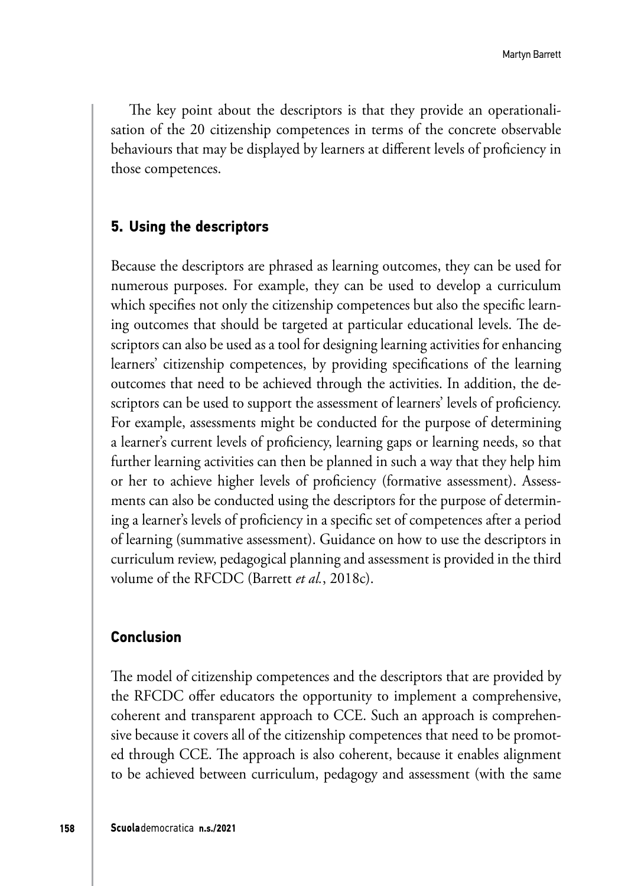The key point about the descriptors is that they provide an operationalisation of the 20 citizenship competences in terms of the concrete observable behaviours that may be displayed by learners at different levels of proficiency in those competences.

## 5. Using the descriptors

Because the descriptors are phrased as learning outcomes, they can be used for numerous purposes. For example, they can be used to develop a curriculum which specifies not only the citizenship competences but also the specific learning outcomes that should be targeted at particular educational levels. The descriptors can also be used as a tool for designing learning activities for enhancing learners' citizenship competences, by providing specifications of the learning outcomes that need to be achieved through the activities. In addition, the descriptors can be used to support the assessment of learners' levels of proficiency. For example, assessments might be conducted for the purpose of determining a learner's current levels of proficiency, learning gaps or learning needs, so that further learning activities can then be planned in such a way that they help him or her to achieve higher levels of proficiency (formative assessment). Assessments can also be conducted using the descriptors for the purpose of determining a learner's levels of proficiency in a specific set of competences after a period of learning (summative assessment). Guidance on how to use the descriptors in curriculum review, pedagogical planning and assessment is provided in the third volume of the RFCDC (Barrett *et al.*, 2018c).

## Conclusion

The model of citizenship competences and the descriptors that are provided by the RFCDC offer educators the opportunity to implement a comprehensive, coherent and transparent approach to CCE. Such an approach is comprehensive because it covers all of the citizenship competences that need to be promoted through CCE. The approach is also coherent, because it enables alignment to be achieved between curriculum, pedagogy and assessment (with the same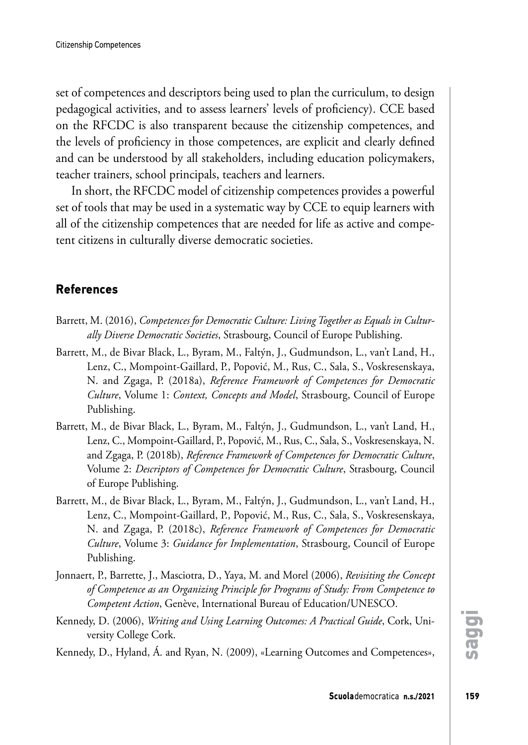set of competences and descriptors being used to plan the curriculum, to design pedagogical activities, and to assess learners' levels of proficiency). CCE based on the RFCDC is also transparent because the citizenship competences, and the levels of proficiency in those competences, are explicit and clearly defined and can be understood by all stakeholders, including education policymakers, teacher trainers, school principals, teachers and learners.

In short, the RFCDC model of citizenship competences provides a powerful set of tools that may be used in a systematic way by CCE to equip learners with all of the citizenship competences that are needed for life as active and competent citizens in culturally diverse democratic societies.

## References

Barrett, M. (2016), *Competences for Democratic Culture: Living Together as Equals in Culturally Diverse Democratic Societies*, Strasbourg, Council of Europe Publishing.

Barrett, M., de Bivar Black, L., Byram, M., Faltýn, J., Gudmundson, L., van't Land, H., Lenz, C., Mompoint-Gaillard, P., Popović, M., Rus, C., Sala, S., Voskresenskaya, N. and Zgaga, P. (2018a), *Reference Framework of Competences for Democratic Culture*, Volume 1: *Context, Concepts and Model*, Strasbourg, Council of Europe Publishing.

Barrett, M., de Bivar Black, L., Byram, M., Faltýn, J., Gudmundson, L., van't Land, H., Lenz, C., Mompoint-Gaillard, P., Popović, M., Rus, C., Sala, S., Voskresenskaya, N. and Zgaga, P. (2018b), *Reference Framework of Competences for Democratic Culture*, Volume 2: *Descriptors of Competences for Democratic Culture*, Strasbourg, Council of Europe Publishing.

Barrett, M., de Bivar Black, L., Byram, M., Faltýn, J., Gudmundson, L., van't Land, H., Lenz, C., Mompoint-Gaillard, P., Popović, M., Rus, C., Sala, S., Voskresenskaya, N. and Zgaga, P. (2018c), *Reference Framework of Competences for Democratic Culture*, Volume 3: *Guidance for Implementation*, Strasbourg, Council of Europe Publishing.

Jonnaert, P., Barrette, J., Masciotra, D., Yaya, M. and Morel (2006), *Revisiting the Concept of Competence as an Organizing Principle for Programs of Study: From Competence to Competent Action*, Genève, International Bureau of Education/UNESCO.

Kennedy, D. (2006), *Writing and Using Learning Outcomes: A Practical Guide*, Cork, University College Cork.

Kennedy, D., Hyland, Á. and Ryan, N. (2009), «Learning Outcomes and Competences»,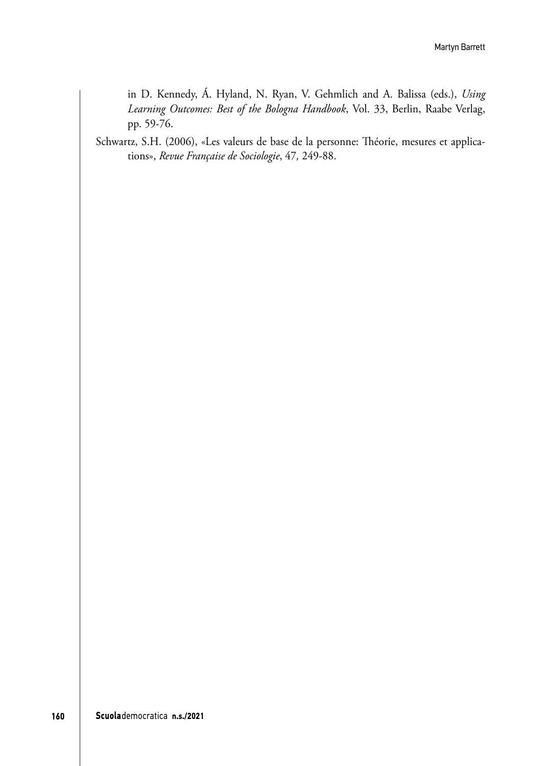in D. Kennedy, Á. Hyland, N. Ryan, V. Gehmlich and A. Balissa (eds.), *Using Learning Outcomes: Best of the Bologna Handbook*, Vol. 33, Berlin, Raabe Verlag, pp. 59-76.

Schwartz, S.H. (2006), «Les valeurs de base de la personne: Théorie, mesures et applications», *Revue Française de Sociologie*, 47*,* 249-88.